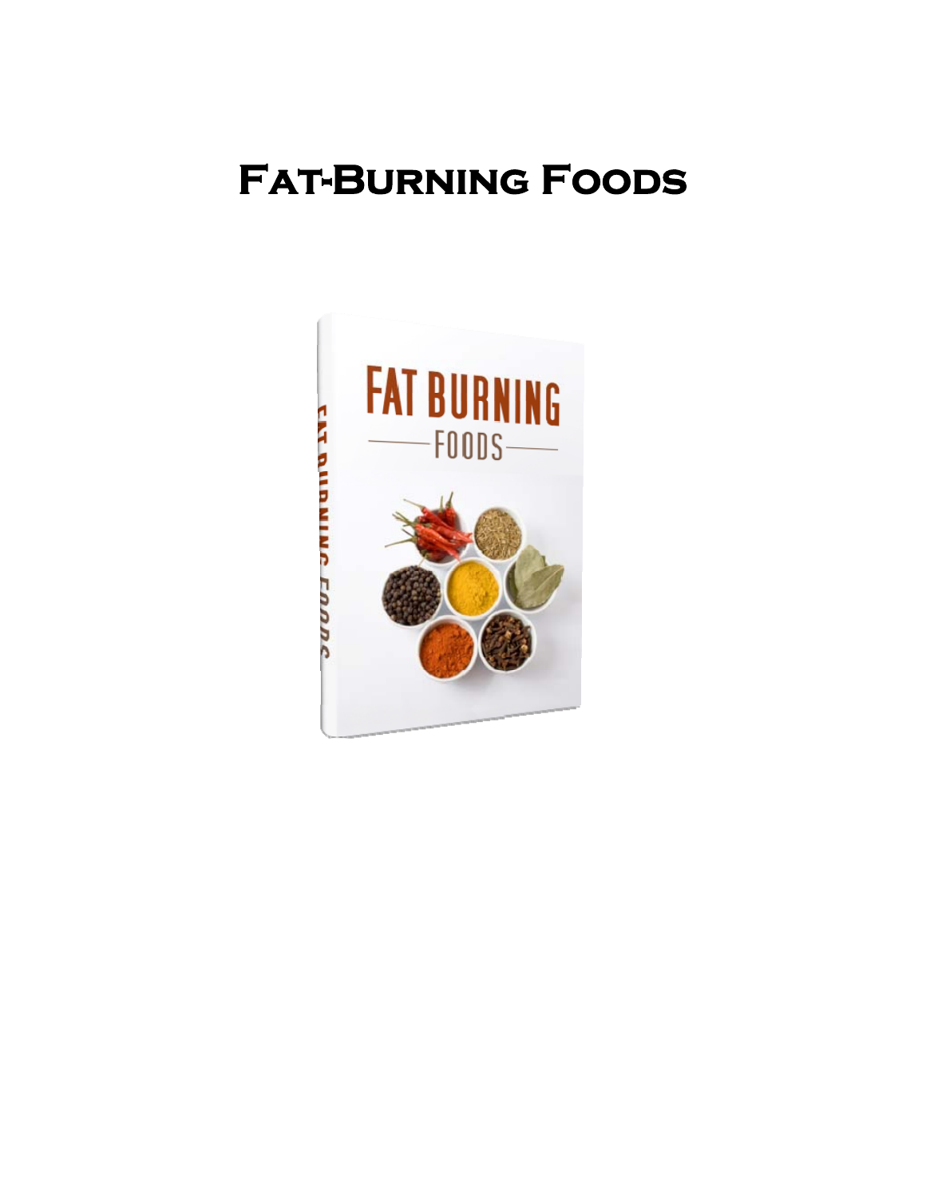# Fat-Burning Foods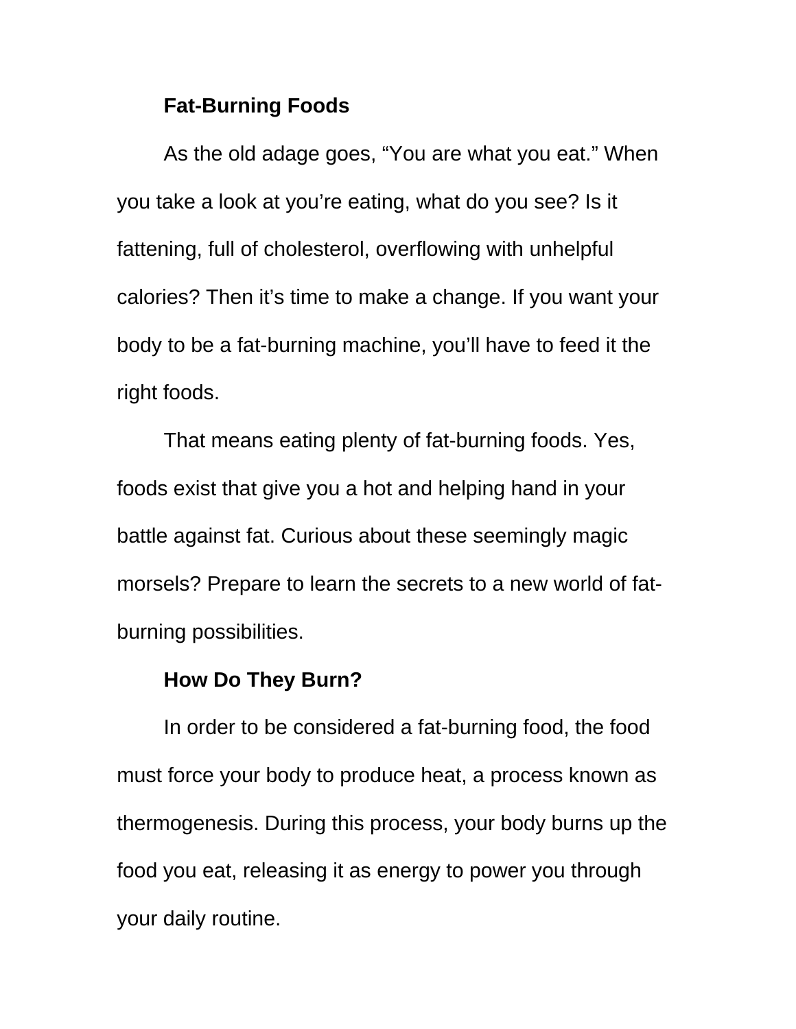## Fat-Burning Foods

As the old adage goes, "You are what you eat." When you take a look at you're eating, what do you see? Is it fattening, full of cholesterol, overflowing with unhelpful calories? Then it's time to make a change. If you want your body to be a fat-burning machine, you'll have to feed it the right foods.

That means eating plenty of fat-burning foods. Yes, foods exist that give you a hot and helping hand in your battle against fat. Curious about these seemingly magic morsels? Prepare to learn the secrets to a new world of fat-burning possibilities.

## How Do They Burn?

In order to be considered a fat-burning food, the food must force your body to produce heat, a process known as thermogenesis. During this process, your body burns up the food you eat, releasing it as energy to power you through your daily routine.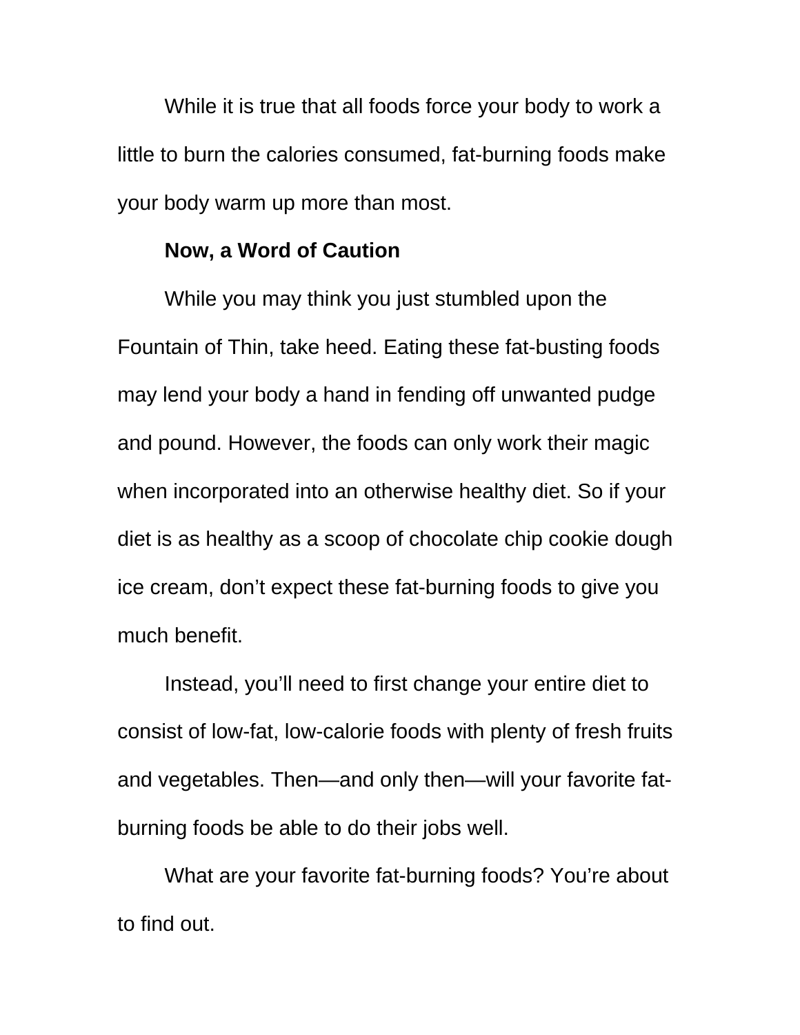While it is true that all foods force your body to work a little to burn the calories consumed, fat-burning foods make your body warm up more than most.

## Now, a Word of Caution

While you may think you just stumbled upon the Fountain of Thin, take heed. Eating these fat-busting foods may lend your body a hand in fending off unwanted pudge and pound. However, the foods can only work their magic when incorporated into an otherwise healthy diet. So if your diet is as healthy as a scoop of chocolate chip cookie dough ice cream, don't expect these fat-burning foods to give you much benefit.

Instead, you'll need to first change your entire diet to consist of low-fat, low-calorie foods with plenty of fresh fruits and vegetables. Then—and only then—will your favorite fat-burning foods be able to do their jobs well.

What are your favorite fat-burning foods? You're about to find out.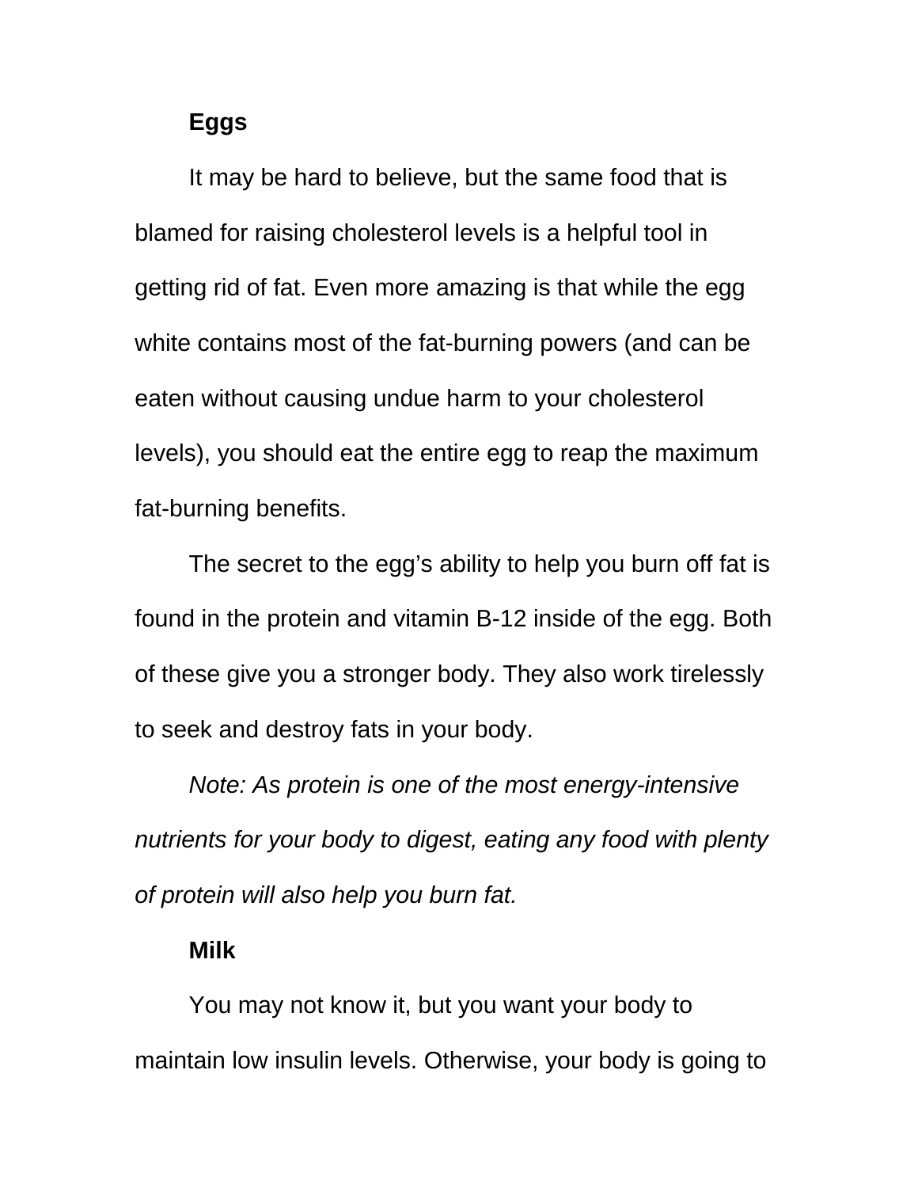**Eggs**

It may be hard to believe, but the same food that is blamed for raising cholesterol levels is a helpful tool in getting rid of fat. Even more amazing is that while the egg white contains most of the fat-burning powers (and can be eaten without causing undue harm to your cholesterol levels), you should eat the entire egg to reap the maximum fat-burning benefits.

The secret to the egg's ability to help you burn off fat is found in the protein and vitamin B-12 inside of the egg. Both of these give you a stronger body. They also work tirelessly to seek and destroy fats in your body.

*Note: As protein is one of the most energy-intensive nutrients for your body to digest, eating any food with plenty of protein will also help you burn fat.*

**Milk**

You may not know it, but you want your body to maintain low insulin levels. Otherwise, your body is going to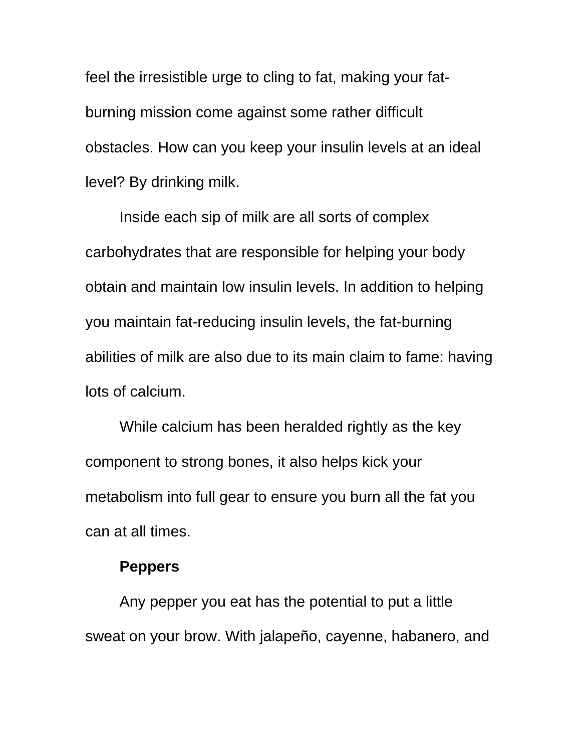feel the irresistible urge to cling to fat, making your fat-burning mission come against some rather difficult obstacles. How can you keep your insulin levels at an ideal level? By drinking milk.

Inside each sip of milk are all sorts of complex carbohydrates that are responsible for helping your body obtain and maintain low insulin levels. In addition to helping you maintain fat-reducing insulin levels, the fat-burning abilities of milk are also due to its main claim to fame: having lots of calcium.

While calcium has been heralded rightly as the key component to strong bones, it also helps kick your metabolism into full gear to ensure you burn all the fat you can at all times.

### Peppers

Any pepper you eat has the potential to put a little sweat on your brow. With jalapeño, cayenne, habanero, and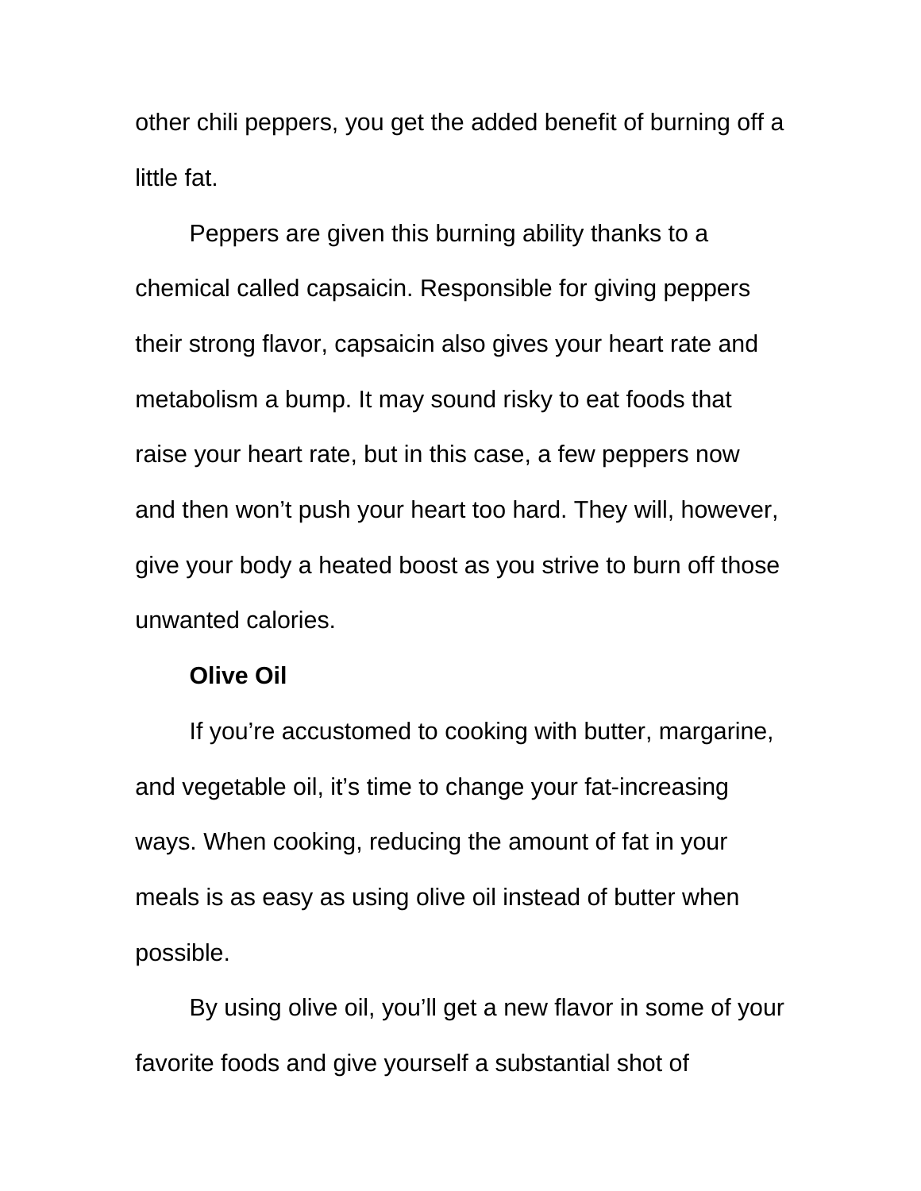other chili peppers, you get the added benefit of burning off a little fat.

Peppers are given this burning ability thanks to a chemical called capsaicin. Responsible for giving peppers their strong flavor, capsaicin also gives your heart rate and metabolism a bump. It may sound risky to eat foods that raise your heart rate, but in this case, a few peppers now and then won't push your heart too hard. They will, however, give your body a heated boost as you strive to burn off those unwanted calories.

**Olive Oil**

If you're accustomed to cooking with butter, margarine, and vegetable oil, it's time to change your fat-increasing ways. When cooking, reducing the amount of fat in your meals is as easy as using olive oil instead of butter when possible.

By using olive oil, you'll get a new flavor in some of your favorite foods and give yourself a substantial shot of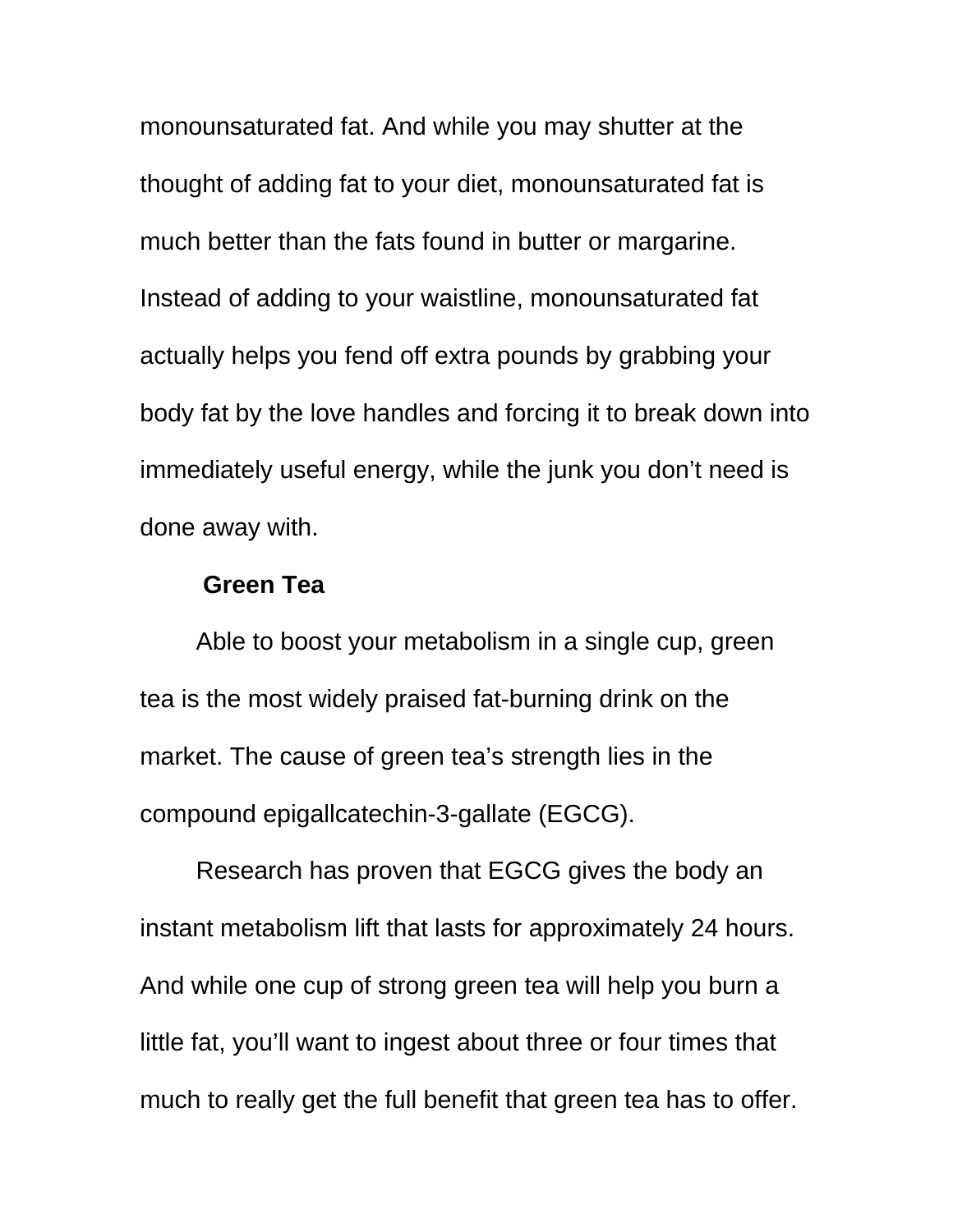monounsaturated fat. And while you may shutter at the thought of adding fat to your diet, monounsaturated fat is much better than the fats found in butter or margarine. Instead of adding to your waistline, monounsaturated fat actually helps you fend off extra pounds by grabbing your body fat by the love handles and forcing it to break down into immediately useful energy, while the junk you don't need is done away with.

**Green Tea**

Able to boost your metabolism in a single cup, green tea is the most widely praised fat-burning drink on the market. The cause of green tea's strength lies in the compound epigallcatechin-3-gallate (EGCG).

Research has proven that EGCG gives the body an instant metabolism lift that lasts for approximately 24 hours. And while one cup of strong green tea will help you burn a little fat, you'll want to ingest about three or four times that much to really get the full benefit that green tea has to offer.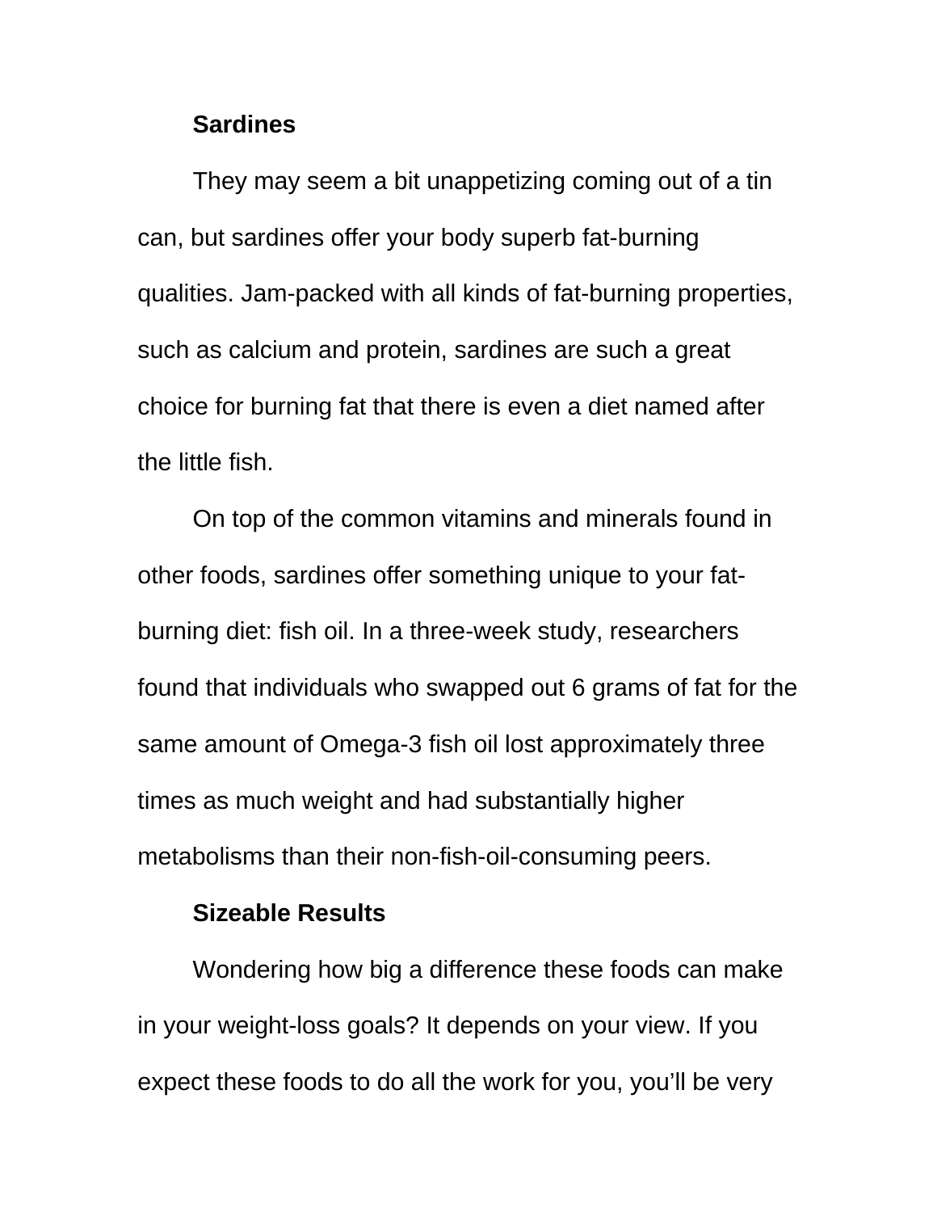**Sardines**

They may seem a bit unappetizing coming out of a tin can, but sardines offer your body superb fat-burning qualities. Jam-packed with all kinds of fat-burning properties, such as calcium and protein, sardines are such a great choice for burning fat that there is even a diet named after the little fish.

On top of the common vitamins and minerals found in other foods, sardines offer something unique to your fat-burning diet: fish oil. In a three-week study, researchers found that individuals who swapped out 6 grams of fat for the same amount of Omega-3 fish oil lost approximately three times as much weight and had substantially higher metabolisms than their non-fish-oil-consuming peers.

**Sizeable Results**

Wondering how big a difference these foods can make in your weight-loss goals? It depends on your view. If you expect these foods to do all the work for you, you'll be very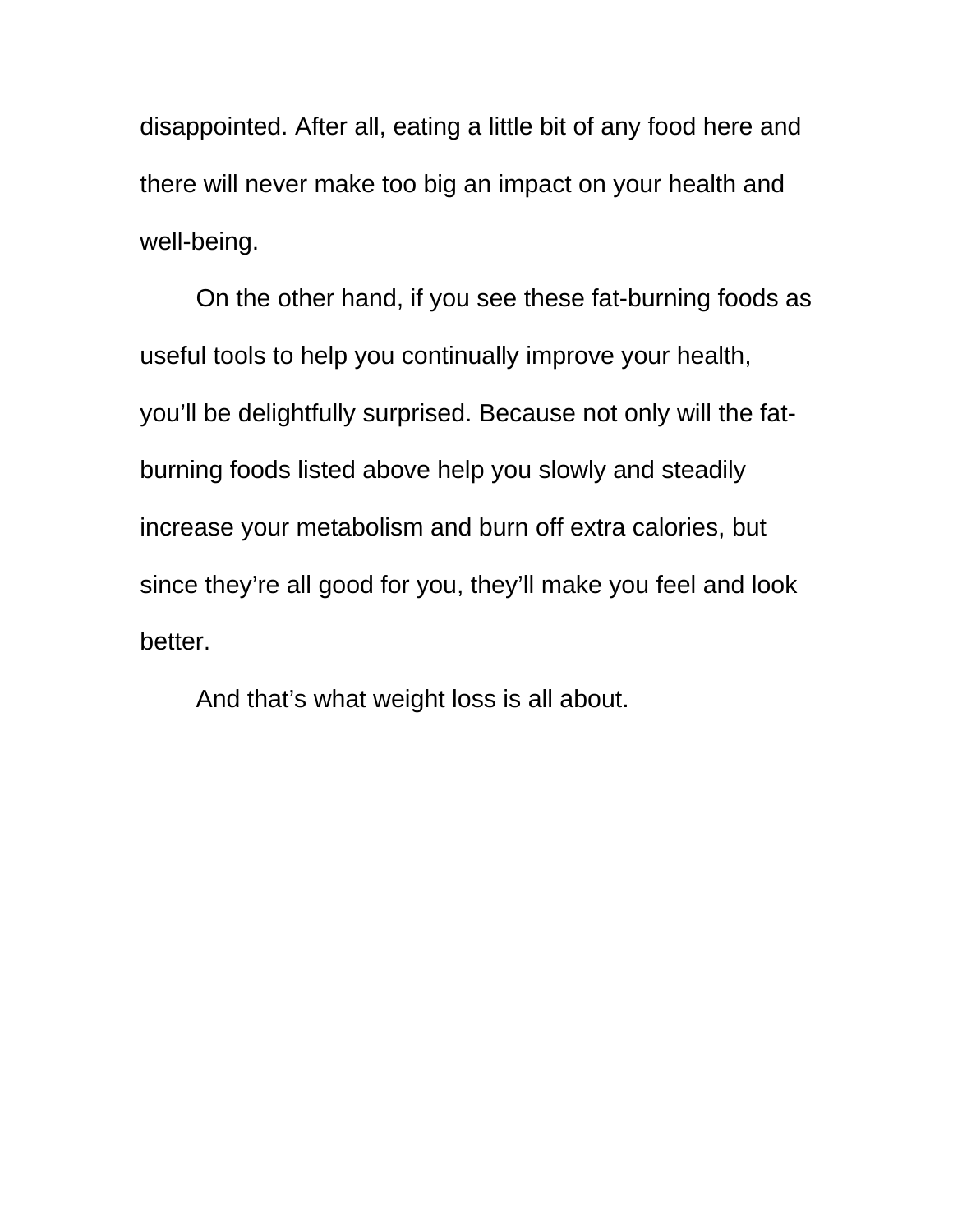disappointed. After all, eating a little bit of any food here and there will never make too big an impact on your health and well-being.

On the other hand, if you see these fat-burning foods as useful tools to help you continually improve your health, you'll be delightfully surprised. Because not only will the fat-burning foods listed above help you slowly and steadily increase your metabolism and burn off extra calories, but since they're all good for you, they'll make you feel and look better.

And that's what weight loss is all about.